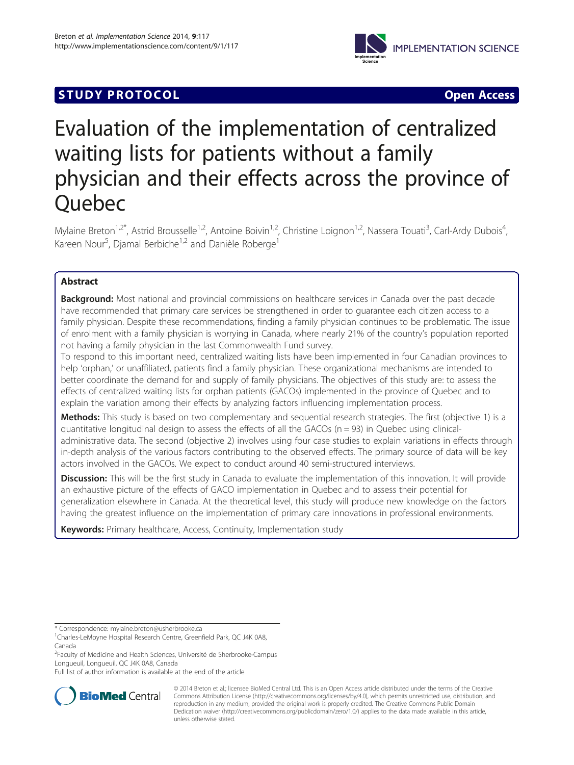**STUDY PROTOCOL** **Open Access**

# Evaluation of the implementation of centralized waiting lists for patients without a family physician and their effects across the province of Quebec

Mylaine Breton[1,2*], Astrid Brousselle[1,2], Antoine Boivin[1,2], Christine Loignon[1,2], Nassera Touati[3], Carl-Ardy Dubois[4], Kareen Nour[5], Djamal Berbiche[1,2] and Danièle Roberge[1]

## Abstract

**Background:** Most national and provincial commissions on healthcare services in Canada over the past decade have recommended that primary care services be strengthened in order to guarantee each citizen access to a family physician. Despite these recommendations, finding a family physician continues to be problematic. The issue of enrolment with a family physician is worrying in Canada, where nearly 21% of the country's population reported not having a family physician in the last Commonwealth Fund survey.

To respond to this important need, centralized waiting lists have been implemented in four Canadian provinces to help 'orphan,' or unaffiliated, patients find a family physician. These organizational mechanisms are intended to better coordinate the demand for and supply of family physicians. The objectives of this study are: to assess the effects of centralized waiting lists for orphan patients (GACOs) implemented in the province of Quebec and to explain the variation among their effects by analyzing factors influencing implementation process.

**Methods:** This study is based on two complementary and sequential research strategies. The first (objective 1) is a quantitative longitudinal design to assess the effects of all the GACOs (n = 93) in Quebec using clinical-administrative data. The second (objective 2) involves using four case studies to explain variations in effects through in-depth analysis of the various factors contributing to the observed effects. The primary source of data will be key actors involved in the GACOs. We expect to conduct around 40 semi-structured interviews.

**Discussion:** This will be the first study in Canada to evaluate the implementation of this innovation. It will provide an exhaustive picture of the effects of GACO implementation in Quebec and to assess their potential for generalization elsewhere in Canada. At the theoretical level, this study will produce new knowledge on the factors having the greatest influence on the implementation of primary care innovations in professional environments.

**Keywords:** Primary healthcare, Access, Continuity, Implementation study

---

* Correspondence: mylaine.breton@usherbrooke.ca
[1]Charles-LeMoyne Hospital Research Centre, Greenfield Park, QC J4K 0A8, Canada
[2]Faculty of Medicine and Health Sciences, Université de Sherbrooke-Campus Longueuil, Longueuil, QC J4K 0A8, Canada
Full list of author information is available at the end of the article

© 2014 Breton et al.; licensee BioMed Central Ltd. This is an Open Access article distributed under the terms of the Creative Commons Attribution License (http://creativecommons.org/licenses/by/4.0), which permits unrestricted use, distribution, and reproduction in any medium, provided the original work is properly credited. The Creative Commons Public Domain Dedication waiver (http://creativecommons.org/publicdomain/zero/1.0/) applies to the data made available in this article, unless otherwise stated.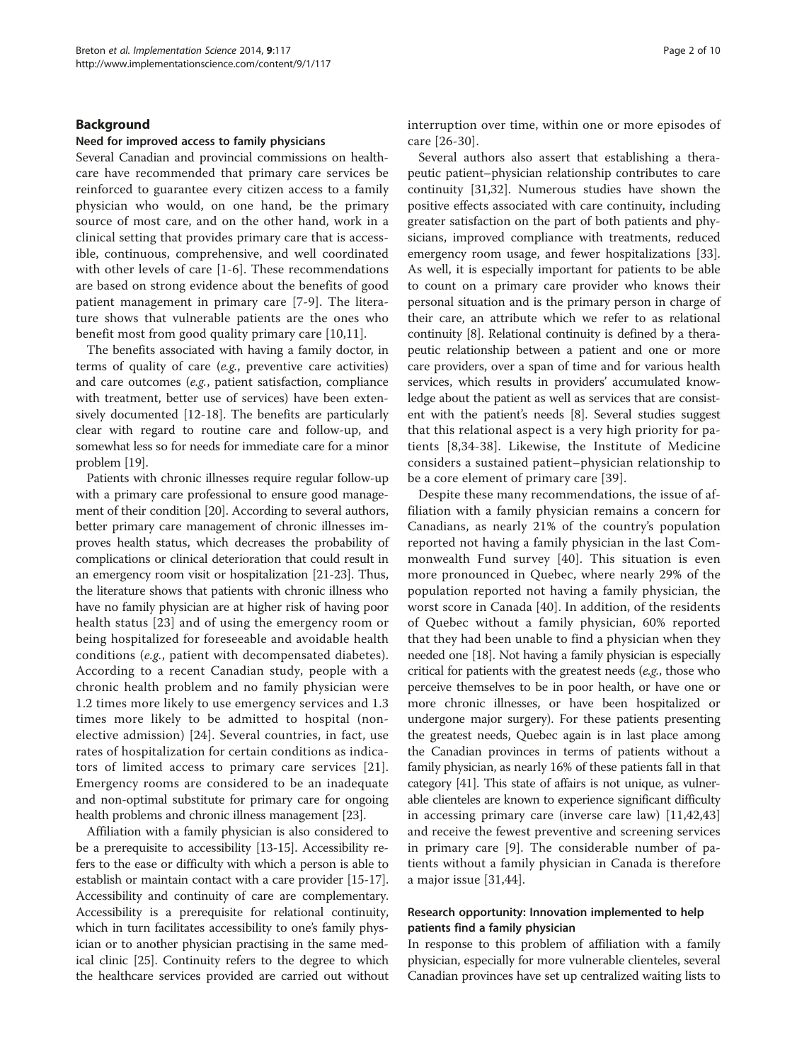## Background

### Need for improved access to family physicians

Several Canadian and provincial commissions on healthcare have recommended that primary care services be reinforced to guarantee every citizen access to a family physician who would, on one hand, be the primary source of most care, and on the other hand, work in a clinical setting that provides primary care that is accessible, continuous, comprehensive, and well coordinated with other levels of care [1-6]. These recommendations are based on strong evidence about the benefits of good patient management in primary care [7-9]. The literature shows that vulnerable patients are the ones who benefit most from good quality primary care [10,11].

The benefits associated with having a family doctor, in terms of quality of care (*e.g.*, preventive care activities) and care outcomes (*e.g.*, patient satisfaction, compliance with treatment, better use of services) have been extensively documented [12-18]. The benefits are particularly clear with regard to routine care and follow-up, and somewhat less so for needs for immediate care for a minor problem [19].

Patients with chronic illnesses require regular follow-up with a primary care professional to ensure good management of their condition [20]. According to several authors, better primary care management of chronic illnesses improves health status, which decreases the probability of complications or clinical deterioration that could result in an emergency room visit or hospitalization [21-23]. Thus, the literature shows that patients with chronic illness who have no family physician are at higher risk of having poor health status [23] and of using the emergency room or being hospitalized for foreseeable and avoidable health conditions (*e.g.*, patient with decompensated diabetes). According to a recent Canadian study, people with a chronic health problem and no family physician were 1.2 times more likely to use emergency services and 1.3 times more likely to be admitted to hospital (non-elective admission) [24]. Several countries, in fact, use rates of hospitalization for certain conditions as indicators of limited access to primary care services [21]. Emergency rooms are considered to be an inadequate and non-optimal substitute for primary care for ongoing health problems and chronic illness management [23].

Affiliation with a family physician is also considered to be a prerequisite to accessibility [13-15]. Accessibility refers to the ease or difficulty with which a person is able to establish or maintain contact with a care provider [15-17]. Accessibility and continuity of care are complementary. Accessibility is a prerequisite for relational continuity, which in turn facilitates accessibility to one's family physician or to another physician practising in the same medical clinic [25]. Continuity refers to the degree to which the healthcare services provided are carried out without interruption over time, within one or more episodes of care [26-30].

Several authors also assert that establishing a therapeutic patient–physician relationship contributes to care continuity [31,32]. Numerous studies have shown the positive effects associated with care continuity, including greater satisfaction on the part of both patients and physicians, improved compliance with treatments, reduced emergency room usage, and fewer hospitalizations [33]. As well, it is especially important for patients to be able to count on a primary care provider who knows their personal situation and is the primary person in charge of their care, an attribute which we refer to as relational continuity [8]. Relational continuity is defined by a therapeutic relationship between a patient and one or more care providers, over a span of time and for various health services, which results in providers' accumulated knowledge about the patient as well as services that are consistent with the patient's needs [8]. Several studies suggest that this relational aspect is a very high priority for patients [8,34-38]. Likewise, the Institute of Medicine considers a sustained patient–physician relationship to be a core element of primary care [39].

Despite these many recommendations, the issue of affiliation with a family physician remains a concern for Canadians, as nearly 21% of the country's population reported not having a family physician in the last Commonwealth Fund survey [40]. This situation is even more pronounced in Quebec, where nearly 29% of the population reported not having a family physician, the worst score in Canada [40]. In addition, of the residents of Quebec without a family physician, 60% reported that they had been unable to find a physician when they needed one [18]. Not having a family physician is especially critical for patients with the greatest needs (*e.g.*, those who perceive themselves to be in poor health, or have one or more chronic illnesses, or have been hospitalized or undergone major surgery). For these patients presenting the greatest needs, Quebec again is in last place among the Canadian provinces in terms of patients without a family physician, as nearly 16% of these patients fall in that category [41]. This state of affairs is not unique, as vulnerable clienteles are known to experience significant difficulty in accessing primary care (inverse care law) [11,42,43] and receive the fewest preventive and screening services in primary care [9]. The considerable number of patients without a family physician in Canada is therefore a major issue [31,44].

### Research opportunity: Innovation implemented to help patients find a family physician

In response to this problem of affiliation with a family physician, especially for more vulnerable clienteles, several Canadian provinces have set up centralized waiting lists to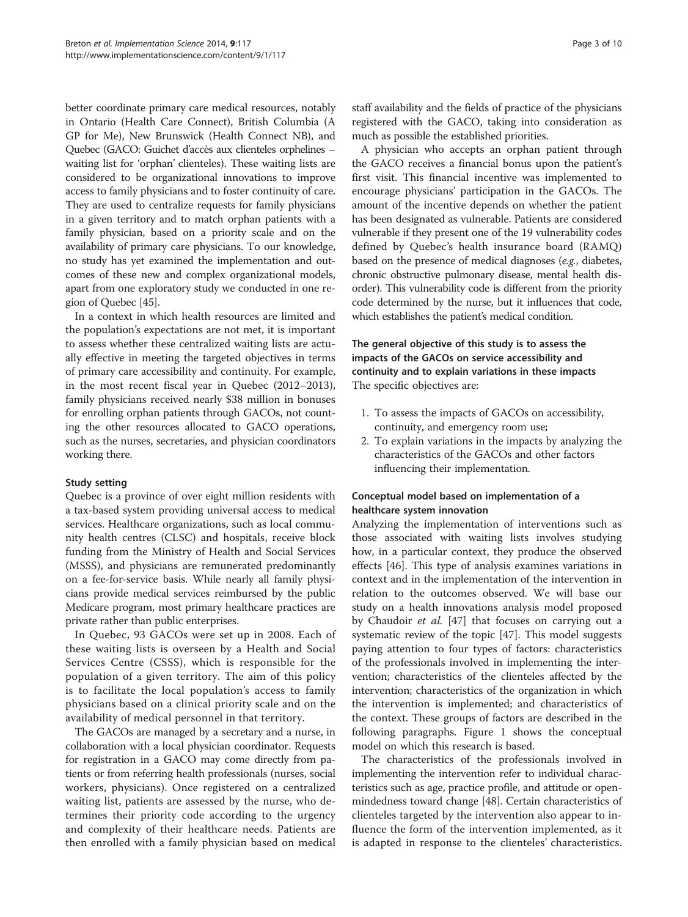better coordinate primary care medical resources, notably in Ontario (Health Care Connect), British Columbia (A GP for Me), New Brunswick (Health Connect NB), and Quebec (GACO: Guichet d'accès aux clienteles orphelines – waiting list for 'orphan' clienteles). These waiting lists are considered to be organizational innovations to improve access to family physicians and to foster continuity of care. They are used to centralize requests for family physicians in a given territory and to match orphan patients with a family physician, based on a priority scale and on the availability of primary care physicians. To our knowledge, no study has yet examined the implementation and outcomes of these new and complex organizational models, apart from one exploratory study we conducted in one region of Quebec [45].

In a context in which health resources are limited and the population's expectations are not met, it is important to assess whether these centralized waiting lists are actually effective in meeting the targeted objectives in terms of primary care accessibility and continuity. For example, in the most recent fiscal year in Quebec (2012–2013), family physicians received nearly $38 million in bonuses for enrolling orphan patients through GACOs, not counting the other resources allocated to GACO operations, such as the nurses, secretaries, and physician coordinators working there.

#### Study setting

Quebec is a province of over eight million residents with a tax-based system providing universal access to medical services. Healthcare organizations, such as local community health centres (CLSC) and hospitals, receive block funding from the Ministry of Health and Social Services (MSSS), and physicians are remunerated predominantly on a fee-for-service basis. While nearly all family physicians provide medical services reimbursed by the public Medicare program, most primary healthcare practices are private rather than public enterprises.

In Quebec, 93 GACOs were set up in 2008. Each of these waiting lists is overseen by a Health and Social Services Centre (CSSS), which is responsible for the population of a given territory. The aim of this policy is to facilitate the local population's access to family physicians based on a clinical priority scale and on the availability of medical personnel in that territory.

The GACOs are managed by a secretary and a nurse, in collaboration with a local physician coordinator. Requests for registration in a GACO may come directly from patients or from referring health professionals (nurses, social workers, physicians). Once registered on a centralized waiting list, patients are assessed by the nurse, who determines their priority code according to the urgency and complexity of their healthcare needs. Patients are then enrolled with a family physician based on medical staff availability and the fields of practice of the physicians registered with the GACO, taking into consideration as much as possible the established priorities.

A physician who accepts an orphan patient through the GACO receives a financial bonus upon the patient's first visit. This financial incentive was implemented to encourage physicians' participation in the GACOs. The amount of the incentive depends on whether the patient has been designated as vulnerable. Patients are considered vulnerable if they present one of the 19 vulnerability codes defined by Quebec's health insurance board (RAMQ) based on the presence of medical diagnoses (*e.g.*, diabetes, chronic obstructive pulmonary disease, mental health disorder). This vulnerability code is different from the priority code determined by the nurse, but it influences that code, which establishes the patient's medical condition.

### The general objective of this study is to assess the impacts of the GACOs on service accessibility and continuity and to explain variations in these impacts

The specific objectives are:

1. To assess the impacts of GACOs on accessibility, continuity, and emergency room use;
2. To explain variations in the impacts by analyzing the characteristics of the GACOs and other factors influencing their implementation.

### Conceptual model based on implementation of a healthcare system innovation

Analyzing the implementation of interventions such as those associated with waiting lists involves studying how, in a particular context, they produce the observed effects [46]. This type of analysis examines variations in context and in the implementation of the intervention in relation to the outcomes observed. We will base our study on a health innovations analysis model proposed by Chaudoir *et al.* [47] that focuses on carrying out a systematic review of the topic [47]. This model suggests paying attention to four types of factors: characteristics of the professionals involved in implementing the intervention; characteristics of the clienteles affected by the intervention; characteristics of the organization in which the intervention is implemented; and characteristics of the context. These groups of factors are described in the following paragraphs. Figure 1 shows the conceptual model on which this research is based.

The characteristics of the professionals involved in implementing the intervention refer to individual characteristics such as age, practice profile, and attitude or open-mindedness toward change [48]. Certain characteristics of clienteles targeted by the intervention also appear to influence the form of the intervention implemented, as it is adapted in response to the clienteles' characteristics.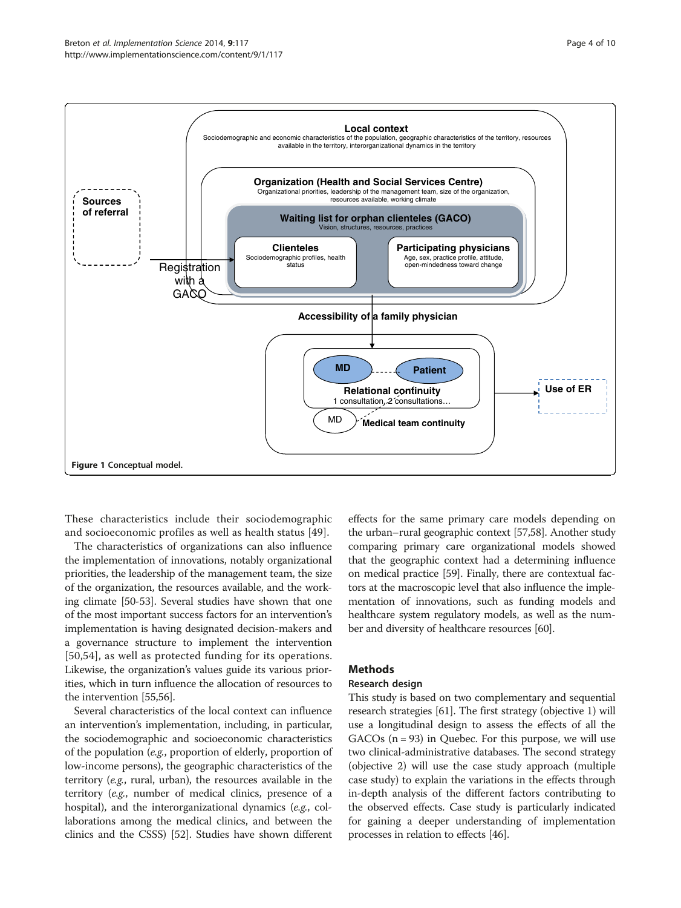Figure 1 Conceptual model.

These characteristics include their sociodemographic and socioeconomic profiles as well as health status [49].

The characteristics of organizations can also influence the implementation of innovations, notably organizational priorities, the leadership of the management team, the size of the organization, the resources available, and the working climate [50-53]. Several studies have shown that one of the most important success factors for an intervention's implementation is having designated decision-makers and a governance structure to implement the intervention [50,54], as well as protected funding for its operations. Likewise, the organization's values guide its various priorities, which in turn influence the allocation of resources to the intervention [55,56].

Several characteristics of the local context can influence an intervention's implementation, including, in particular, the sociodemographic and socioeconomic characteristics of the population (*e.g.*, proportion of elderly, proportion of low-income persons), the geographic characteristics of the territory (*e.g.*, rural, urban), the resources available in the territory (*e.g.*, number of medical clinics, presence of a hospital), and the interorganizational dynamics (*e.g.*, collaborations among the medical clinics, and between the clinics and the CSSS) [52]. Studies have shown different effects for the same primary care models depending on the urban–rural geographic context [57,58]. Another study comparing primary care organizational models showed that the geographic context had a determining influence on medical practice [59]. Finally, there are contextual factors at the macroscopic level that also influence the implementation of innovations, such as funding models and healthcare system regulatory models, as well as the number and diversity of healthcare resources [60].

## Methods

### Research design

This study is based on two complementary and sequential research strategies [61]. The first strategy (objective 1) will use a longitudinal design to assess the effects of all the GACOs (n = 93) in Quebec. For this purpose, we will use two clinical-administrative databases. The second strategy (objective 2) will use the case study approach (multiple case study) to explain the variations in the effects through in-depth analysis of the different factors contributing to the observed effects. Case study is particularly indicated for gaining a deeper understanding of implementation processes in relation to effects [46].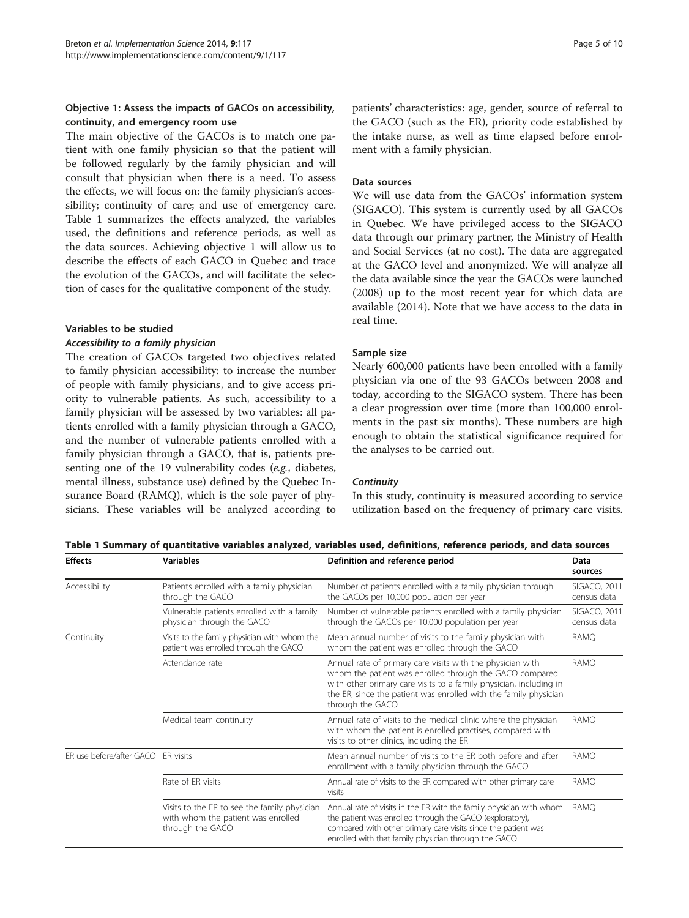### Objective 1: Assess the impacts of GACOs on accessibility, continuity, and emergency room use

The main objective of the GACOs is to match one patient with one family physician so that the patient will be followed regularly by the family physician and will consult that physician when there is a need. To assess the effects, we will focus on: the family physician's accessibility; continuity of care; and use of emergency care. Table 1 summarizes the effects analyzed, the variables used, the definitions and reference periods, as well as the data sources. Achieving objective 1 will allow us to describe the effects of each GACO in Quebec and trace the evolution of the GACOs, and will facilitate the selection of cases for the qualitative component of the study.

#### Variables to be studied

##### *Accessibility to a family physician*

The creation of GACOs targeted two objectives related to family physician accessibility: to increase the number of people with family physicians, and to give access priority to vulnerable patients. As such, accessibility to a family physician will be assessed by two variables: all patients enrolled with a family physician through a GACO, and the number of vulnerable patients enrolled with a family physician through a GACO, that is, patients presenting one of the 19 vulnerability codes (*e.g.*, diabetes, mental illness, substance use) defined by the Quebec Insurance Board (RAMQ), which is the sole payer of physicians. These variables will be analyzed according to patients' characteristics: age, gender, source of referral to the GACO (such as the ER), priority code established by the intake nurse, as well as time elapsed before enrolment with a family physician.

#### Data sources

We will use data from the GACOs' information system (SIGACO). This system is currently used by all GACOs in Quebec. We have privileged access to the SIGACO data through our primary partner, the Ministry of Health and Social Services (at no cost). The data are aggregated at the GACO level and anonymized. We will analyze all the data available since the year the GACOs were launched (2008) up to the most recent year for which data are available (2014). Note that we have access to the data in real time.

#### Sample size

Nearly 600,000 patients have been enrolled with a family physician via one of the 93 GACOs between 2008 and today, according to the SIGACO system. There has been a clear progression over time (more than 100,000 enrolments in the past six months). These numbers are high enough to obtain the statistical significance required for the analyses to be carried out.

##### *Continuity*

In this study, continuity is measured according to service utilization based on the frequency of primary care visits.

**Table 1 Summary of quantitative variables analyzed, variables used, definitions, reference periods, and data sources**

| Effects | Variables | Definition and reference period | Data sources |
|---|---|---|---|
| Accessibility | Patients enrolled with a family physician through the GACO | Number of patients enrolled with a family physician through the GACOs per 10,000 population per year | SIGACO, 2011 census data |
| | Vulnerable patients enrolled with a family physician through the GACO | Number of vulnerable patients enrolled with a family physician through the GACOs per 10,000 population per year | SIGACO, 2011 census data |
| Continuity | Visits to the family physician with whom the patient was enrolled through the GACO | Mean annual number of visits to the family physician with whom the patient was enrolled through the GACO | RAMQ |
| | Attendance rate | Annual rate of primary care visits with the physician with whom the patient was enrolled through the GACO compared with other primary care visits to a family physician, including in the ER, since the patient was enrolled with the family physician through the GACO | RAMQ |
| | Medical team continuity | Annual rate of visits to the medical clinic where the physician with whom the patient is enrolled practises, compared with visits to other clinics, including the ER | RAMQ |
| ER use before/after GACO | ER visits | Mean annual number of visits to the ER both before and after enrollment with a family physician through the GACO | RAMQ |
| | Rate of ER visits | Annual rate of visits to the ER compared with other primary care visits | RAMQ |
| | Visits to the ER to see the family physician with whom the patient was enrolled through the GACO | Annual rate of visits in the ER with the family physician with whom the patient was enrolled through the GACO (exploratory), compared with other primary care visits since the patient was enrolled with that family physician through the GACO | RAMQ |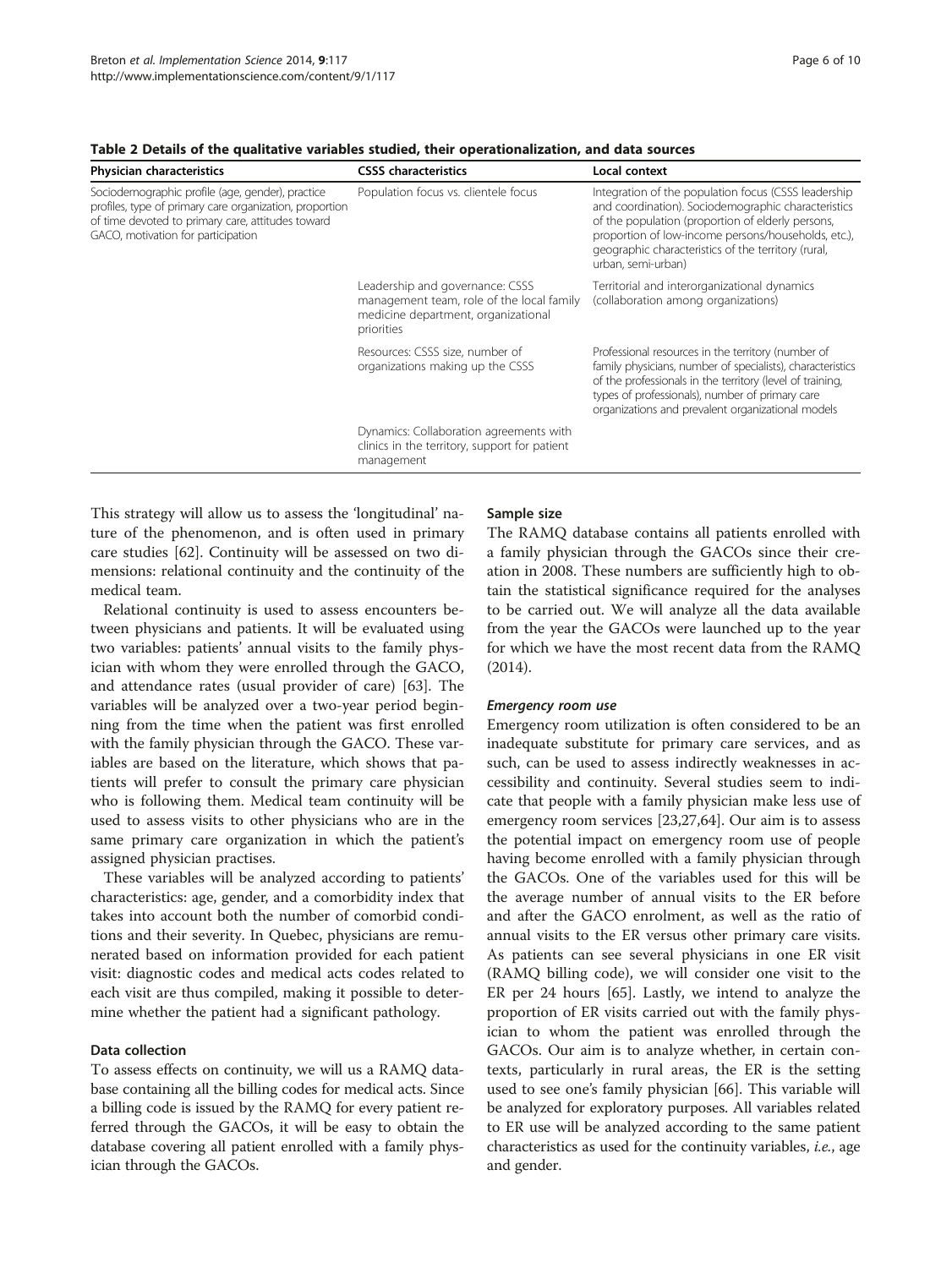**Table 2 Details of the qualitative variables studied, their operationalization, and data sources**

| Physician characteristics | CSSS characteristics | Local context |
| --- | --- | --- |
| Sociodemographic profile (age, gender), practice profiles, type of primary care organization, proportion of time devoted to primary care, attitudes toward GACO, motivation for participation | Population focus vs. clientele focus | Integration of the population focus (CSSS leadership and coordination). Sociodemographic characteristics of the population (proportion of elderly persons, proportion of low-income persons/households, etc.), geographic characteristics of the territory (rural, urban, semi-urban) |
| | Leadership and governance: CSSS management team, role of the local family medicine department, organizational priorities | Territorial and interorganizational dynamics (collaboration among organizations) |
| | Resources: CSSS size, number of organizations making up the CSSS | Professional resources in the territory (number of family physicians, number of specialists), characteristics of the professionals in the territory (level of training, types of professionals), number of primary care organizations and prevalent organizational models |
| | Dynamics: Collaboration agreements with clinics in the territory, support for patient management | |

This strategy will allow us to assess the 'longitudinal' nature of the phenomenon, and is often used in primary care studies [62]. Continuity will be assessed on two dimensions: relational continuity and the continuity of the medical team.

Relational continuity is used to assess encounters between physicians and patients. It will be evaluated using two variables: patients' annual visits to the family physician with whom they were enrolled through the GACO, and attendance rates (usual provider of care) [63]. The variables will be analyzed over a two-year period beginning from the time when the patient was first enrolled with the family physician through the GACO. These variables are based on the literature, which shows that patients will prefer to consult the primary care physician who is following them. Medical team continuity will be used to assess visits to other physicians who are in the same primary care organization in which the patient's assigned physician practises.

These variables will be analyzed according to patients' characteristics: age, gender, and a comorbidity index that takes into account both the number of comorbid conditions and their severity. In Quebec, physicians are remunerated based on information provided for each patient visit: diagnostic codes and medical acts codes related to each visit are thus compiled, making it possible to determine whether the patient had a significant pathology.

#### Data collection

To assess effects on continuity, we will us a RAMQ database containing all the billing codes for medical acts. Since a billing code is issued by the RAMQ for every patient referred through the GACOs, it will be easy to obtain the database covering all patient enrolled with a family physician through the GACOs.

#### Sample size

The RAMQ database contains all patients enrolled with a family physician through the GACOs since their creation in 2008. These numbers are sufficiently high to obtain the statistical significance required for the analyses to be carried out. We will analyze all the data available from the year the GACOs were launched up to the year for which we have the most recent data from the RAMQ (2014).

#### *Emergency room use*

Emergency room utilization is often considered to be an inadequate substitute for primary care services, and as such, can be used to assess indirectly weaknesses in accessibility and continuity. Several studies seem to indicate that people with a family physician make less use of emergency room services [23,27,64]. Our aim is to assess the potential impact on emergency room use of people having become enrolled with a family physician through the GACOs. One of the variables used for this will be the average number of annual visits to the ER before and after the GACO enrolment, as well as the ratio of annual visits to the ER versus other primary care visits. As patients can see several physicians in one ER visit (RAMQ billing code), we will consider one visit to the ER per 24 hours [65]. Lastly, we intend to analyze the proportion of ER visits carried out with the family physician to whom the patient was enrolled through the GACOs. Our aim is to analyze whether, in certain contexts, particularly in rural areas, the ER is the setting used to see one's family physician [66]. This variable will be analyzed for exploratory purposes. All variables related to ER use will be analyzed according to the same patient characteristics as used for the continuity variables, *i.e.*, age and gender.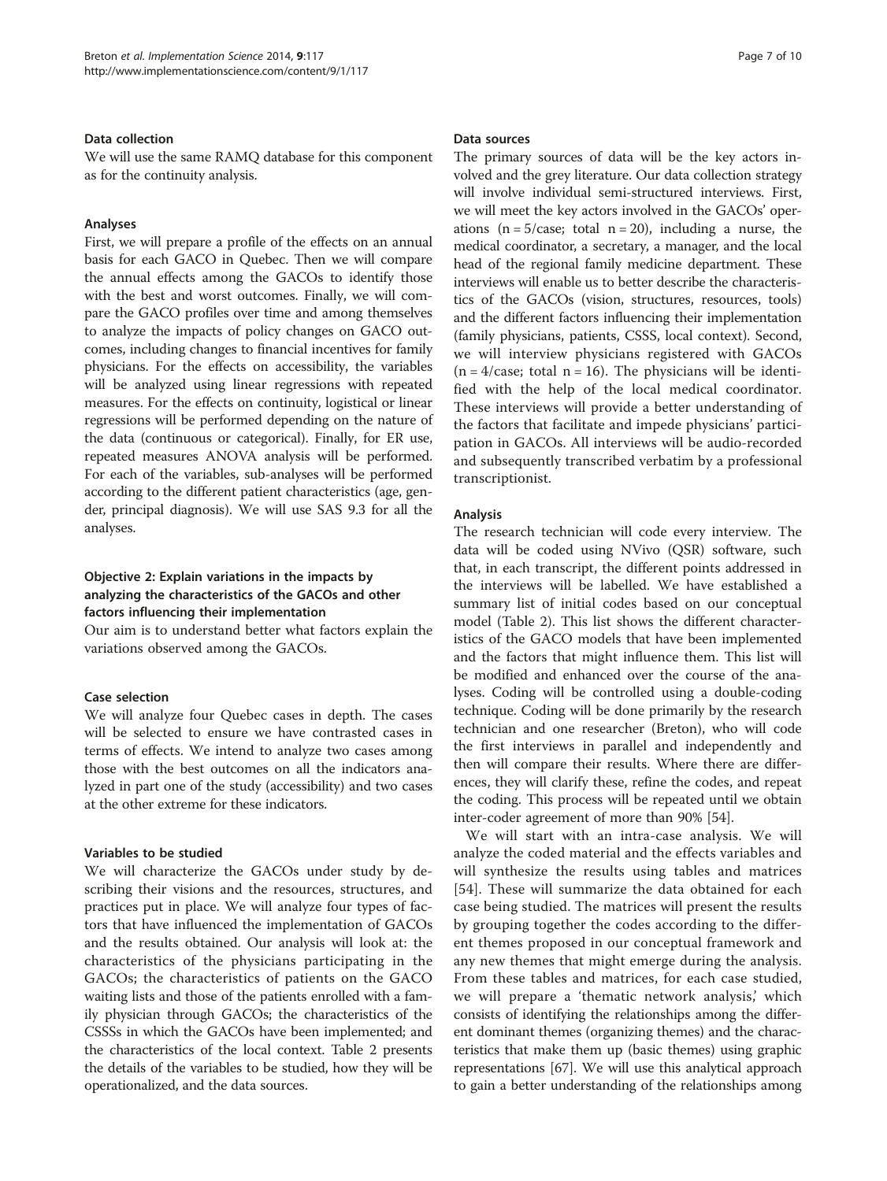#### Data collection

We will use the same RAMQ database for this component as for the continuity analysis.

#### Analyses

First, we will prepare a profile of the effects on an annual basis for each GACO in Quebec. Then we will compare the annual effects among the GACOs to identify those with the best and worst outcomes. Finally, we will compare the GACO profiles over time and among themselves to analyze the impacts of policy changes on GACO outcomes, including changes to financial incentives for family physicians. For the effects on accessibility, the variables will be analyzed using linear regressions with repeated measures. For the effects on continuity, logistical or linear regressions will be performed depending on the nature of the data (continuous or categorical). Finally, for ER use, repeated measures ANOVA analysis will be performed. For each of the variables, sub-analyses will be performed according to the different patient characteristics (age, gender, principal diagnosis). We will use SAS 9.3 for all the analyses.

### Objective 2: Explain variations in the impacts by analyzing the characteristics of the GACOs and other factors influencing their implementation

Our aim is to understand better what factors explain the variations observed among the GACOs.

#### Case selection

We will analyze four Quebec cases in depth. The cases will be selected to ensure we have contrasted cases in terms of effects. We intend to analyze two cases among those with the best outcomes on all the indicators analyzed in part one of the study (accessibility) and two cases at the other extreme for these indicators.

#### Variables to be studied

We will characterize the GACOs under study by describing their visions and the resources, structures, and practices put in place. We will analyze four types of factors that have influenced the implementation of GACOs and the results obtained. Our analysis will look at: the characteristics of the physicians participating in the GACOs; the characteristics of patients on the GACO waiting lists and those of the patients enrolled with a family physician through GACOs; the characteristics of the CSSSs in which the GACOs have been implemented; and the characteristics of the local context. Table 2 presents the details of the variables to be studied, how they will be operationalized, and the data sources.

#### Data sources

The primary sources of data will be the key actors involved and the grey literature. Our data collection strategy will involve individual semi-structured interviews. First, we will meet the key actors involved in the GACOs' operations ($n = 5$/case; total $n = 20$), including a nurse, the medical coordinator, a secretary, a manager, and the local head of the regional family medicine department. These interviews will enable us to better describe the characteristics of the GACOs (vision, structures, resources, tools) and the different factors influencing their implementation (family physicians, patients, CSSS, local context). Second, we will interview physicians registered with GACOs ($n = 4$/case; total $n = 16$). The physicians will be identified with the help of the local medical coordinator. These interviews will provide a better understanding of the factors that facilitate and impede physicians' participation in GACOs. All interviews will be audio-recorded and subsequently transcribed verbatim by a professional transcriptionist.

#### Analysis

The research technician will code every interview. The data will be coded using NVivo (QSR) software, such that, in each transcript, the different points addressed in the interviews will be labelled. We have established a summary list of initial codes based on our conceptual model (Table 2). This list shows the different characteristics of the GACO models that have been implemented and the factors that might influence them. This list will be modified and enhanced over the course of the analyses. Coding will be controlled using a double-coding technique. Coding will be done primarily by the research technician and one researcher (Breton), who will code the first interviews in parallel and independently and then will compare their results. Where there are differences, they will clarify these, refine the codes, and repeat the coding. This process will be repeated until we obtain inter-coder agreement of more than 90% [54].

We will start with an intra-case analysis. We will analyze the coded material and the effects variables and will synthesize the results using tables and matrices [54]. These will summarize the data obtained for each case being studied. The matrices will present the results by grouping together the codes according to the different themes proposed in our conceptual framework and any new themes that might emerge during the analysis. From these tables and matrices, for each case studied, we will prepare a 'thematic network analysis,' which consists of identifying the relationships among the different dominant themes (organizing themes) and the characteristics that make them up (basic themes) using graphic representations [67]. We will use this analytical approach to gain a better understanding of the relationships among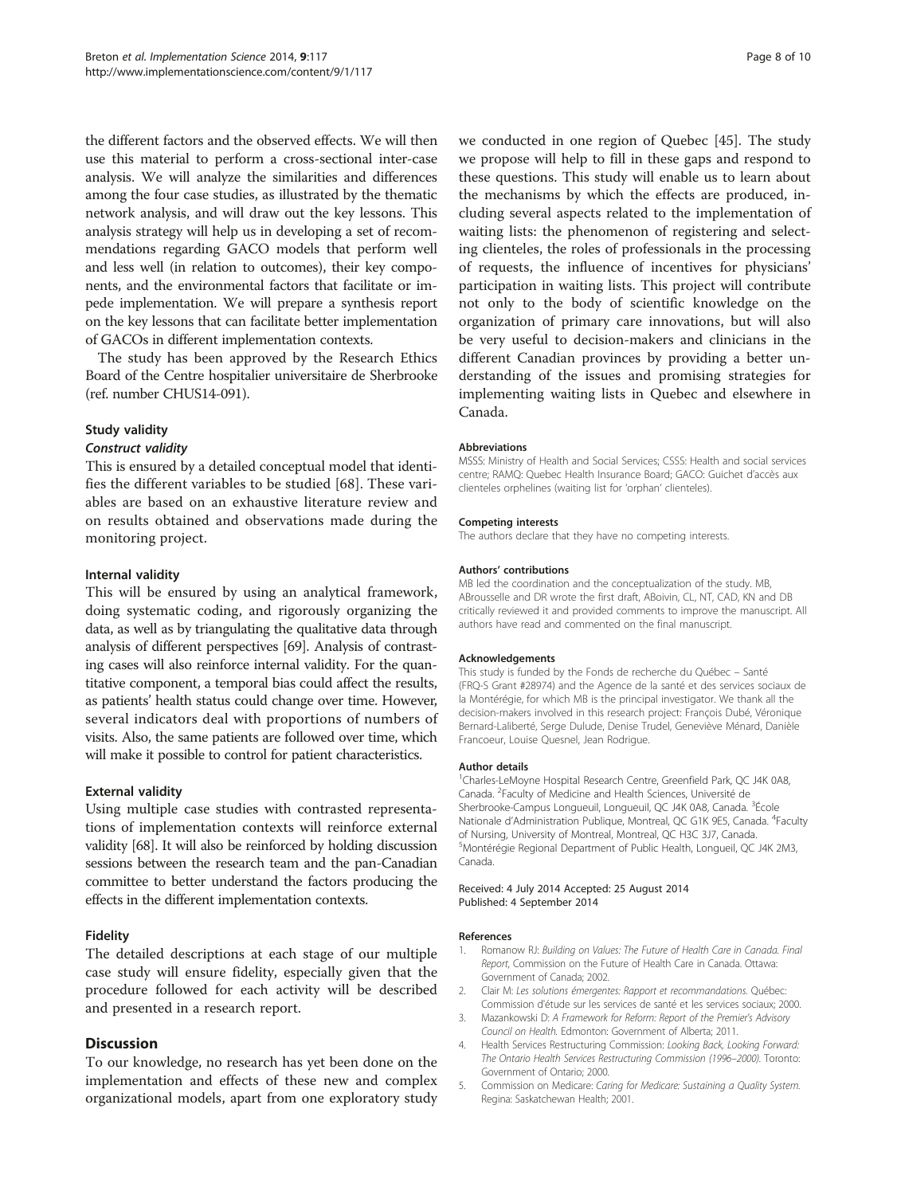the different factors and the observed effects. We will then use this material to perform a cross-sectional inter-case analysis. We will analyze the similarities and differences among the four case studies, as illustrated by the thematic network analysis, and will draw out the key lessons. This analysis strategy will help us in developing a set of recommendations regarding GACO models that perform well and less well (in relation to outcomes), their key components, and the environmental factors that facilitate or impede implementation. We will prepare a synthesis report on the key lessons that can facilitate better implementation of GACOs in different implementation contexts.

The study has been approved by the Research Ethics Board of the Centre hospitalier universitaire de Sherbrooke (ref. number CHUS14-091).

### Study validity

#### *Construct validity*

This is ensured by a detailed conceptual model that identifies the different variables to be studied [68]. These variables are based on an exhaustive literature review and on results obtained and observations made during the monitoring project.

#### Internal validity

This will be ensured by using an analytical framework, doing systematic coding, and rigorously organizing the data, as well as by triangulating the qualitative data through analysis of different perspectives [69]. Analysis of contrasting cases will also reinforce internal validity. For the quantitative component, a temporal bias could affect the results, as patients' health status could change over time. However, several indicators deal with proportions of numbers of visits. Also, the same patients are followed over time, which will make it possible to control for patient characteristics.

#### External validity

Using multiple case studies with contrasted representations of implementation contexts will reinforce external validity [68]. It will also be reinforced by holding discussion sessions between the research team and the pan-Canadian committee to better understand the factors producing the effects in the different implementation contexts.

#### Fidelity

The detailed descriptions at each stage of our multiple case study will ensure fidelity, especially given that the procedure followed for each activity will be described and presented in a research report.

## Discussion

To our knowledge, no research has yet been done on the implementation and effects of these new and complex organizational models, apart from one exploratory study we conducted in one region of Quebec [45]. The study we propose will help to fill in these gaps and respond to these questions. This study will enable us to learn about the mechanisms by which the effects are produced, including several aspects related to the implementation of waiting lists: the phenomenon of registering and selecting clienteles, the roles of professionals in the processing of requests, the influence of incentives for physicians' participation in waiting lists. This project will contribute not only to the body of scientific knowledge on the organization of primary care innovations, but will also be very useful to decision-makers and clinicians in the different Canadian provinces by providing a better understanding of the issues and promising strategies for implementing waiting lists in Quebec and elsewhere in Canada.

#### Abbreviations

MSSS: Ministry of Health and Social Services; CSSS: Health and social services centre; RAMQ: Quebec Health Insurance Board; GACO: Guichet d'accès aux clienteles orphelines (waiting list for 'orphan' clienteles).

#### Competing interests

The authors declare that they have no competing interests.

#### Authors' contributions

MB led the coordination and the conceptualization of the study. MB, ABrousselle and DR wrote the first draft, ABoivin, CL, NT, CAD, KN and DB critically reviewed it and provided comments to improve the manuscript. All authors have read and commented on the final manuscript.

#### Acknowledgements

This study is funded by the Fonds de recherche du Québec – Santé (FRQ-S Grant #28974) and the Agence de la santé et des services sociaux de la Montérégie, for which MB is the principal investigator. We thank all the decision-makers involved in this research project: François Dubé, Véronique Bernard-Laliberté, Serge Dulude, Denise Trudel, Geneviève Ménard, Danièle Francoeur, Louise Quesnel, Jean Rodrigue.

#### Author details

[1]Charles-LeMoyne Hospital Research Centre, Greenfield Park, QC J4K 0A8, Canada. [2]Faculty of Medicine and Health Sciences, Université de Sherbrooke-Campus Longueuil, Longueuil, QC J4K 0A8, Canada. [3]École Nationale d'Administration Publique, Montreal, QC G1K 9E5, Canada. [4]Faculty of Nursing, University of Montreal, Montreal, QC H3C 3J7, Canada. [5]Montérégie Regional Department of Public Health, Longueil, QC J4K 2M3, Canada.

Received: 4 July 2014 Accepted: 25 August 2014
Published: 4 September 2014

#### References

1. Romanow RJ: *Building on Values: The Future of Health Care in Canada. Final Report*, Commission on the Future of Health Care in Canada. Ottawa: Government of Canada; 2002.
2. Clair M: *Les solutions émergentes: Rapport et recommandations.* Québec: Commission d'étude sur les services de santé et les services sociaux; 2000.
3. Mazankowski D: *A Framework for Reform: Report of the Premier's Advisory Council on Health.* Edmonton: Government of Alberta; 2011.
4. Health Services Restructuring Commission: *Looking Back, Looking Forward: The Ontario Health Services Restructuring Commission (1996–2000).* Toronto: Government of Ontario; 2000.
5. Commission on Medicare: *Caring for Medicare: Sustaining a Quality System.* Regina: Saskatchewan Health; 2001.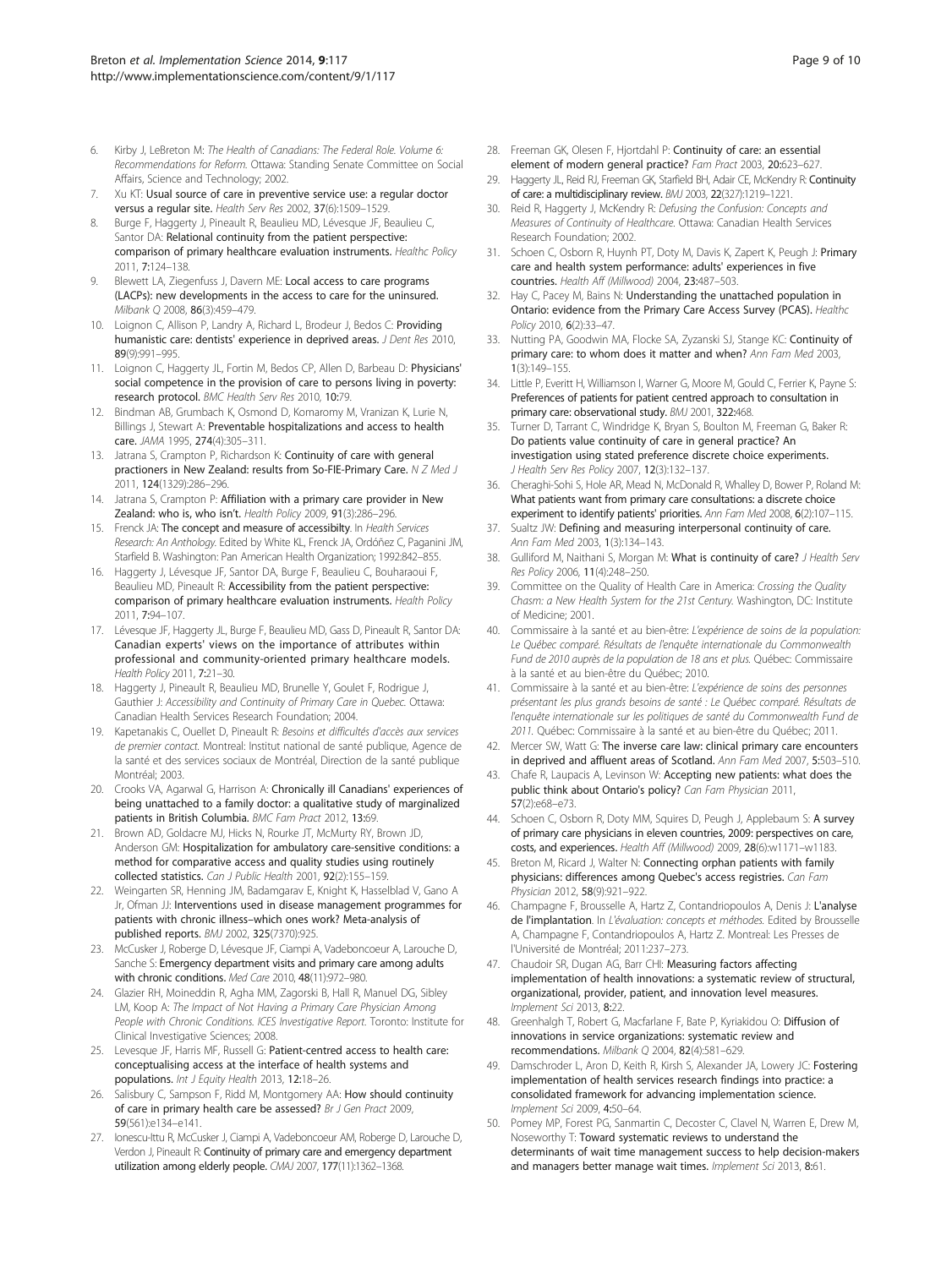6. Kirby J, LeBreton M: *The Health of Canadians: The Federal Role. Volume 6: Recommendations for Reform.* Ottawa: Standing Senate Committee on Social Affairs, Science and Technology; 2002.
7. Xu KT: **Usual source of care in preventive service use: a regular doctor versus a regular site.** *Health Serv Res* 2002, **37**(6):1509–1529.
8. Burge F, Haggerty J, Pineault R, Beaulieu MD, Lévesque JF, Beaulieu C, Santor DA: **Relational continuity from the patient perspective: comparison of primary healthcare evaluation instruments.** *Healthc Policy* 2011, **7**:124–138.
9. Blewett LA, Ziegenfuss J, Davern ME: **Local access to care programs (LACPs): new developments in the access to care for the uninsured.** *Milbank Q* 2008, **86**(3):459–479.
10. Loignon C, Allison P, Landry A, Richard L, Brodeur J, Bedos C: **Providing humanistic care: dentists' experience in deprived areas.** *J Dent Res* 2010, **89**(9):991–995.
11. Loignon C, Haggerty JL, Fortin M, Bedos CP, Allen D, Barbeau D: **Physicians' social competence in the provision of care to persons living in poverty: research protocol.** *BMC Health Serv Res* 2010, **10**:79.
12. Bindman AB, Grumbach K, Osmond D, Komaromy M, Vranizan K, Lurie N, Billings J, Stewart A: **Preventable hospitalizations and access to health care.** *JAMA* 1995, **274**(4):305–311.
13. Jatrana S, Crampton P, Richardson K: **Continuity of care with general practioners in New Zealand: results from So-FIE-Primary Care.** *N Z Med J* 2011, **124**(1329):286–296.
14. Jatrana S, Crampton P: **Affiliation with a primary care provider in New Zealand: who is, who isn't.** *Health Policy* 2009, **91**(3):286–296.
15. Frenck JA: **The concept and measure of accessibilty.** In *Health Services Research: An Anthology.* Edited by White KL, Frenck JA, Ordóñez C, Paganini JM, Starfield B. Washington: Pan American Health Organization; 1992:842–855.
16. Haggerty J, Lévesque JF, Santor DA, Burge F, Beaulieu C, Bouharaoui F, Beaulieu MD, Pineault R: **Accessibility from the patient perspective: comparison of primary healthcare evaluation instruments.** *Health Policy* 2011, **7**:94–107.
17. Lévesque JF, Haggerty JL, Burge F, Beaulieu MD, Gass D, Pineault R, Santor DA: **Canadian experts' views on the importance of attributes within professional and community-oriented primary healthcare models.** *Health Policy* 2011, **7**:21–30.
18. Haggerty J, Pineault R, Beaulieu MD, Brunelle Y, Goulet F, Rodrigue J, Gauthier J: *Accessibility and Continuity of Primary Care in Quebec.* Ottawa: Canadian Health Services Research Foundation; 2004.
19. Kapetanakis C, Ouellet D, Pineault R: *Besoins et difficultés d'accès aux services de premier contact.* Montreal: Institut national de santé publique, Agence de la santé et des services sociaux de Montréal, Direction de la santé publique Montréal; 2003.
20. Crooks VA, Agarwal G, Harrison A: **Chronically ill Canadians' experiences of being unattached to a family doctor: a qualitative study of marginalized patients in British Columbia.** *BMC Fam Pract* 2012, **13**:69.
21. Brown AD, Goldacre MJ, Hicks N, Rourke JT, McMurty RY, Brown JD, Anderson GM: **Hospitalization for ambulatory care-sensitive conditions: a method for comparative access and quality studies using routinely collected statistics.** *Can J Public Health* 2001, **92**(2):155–159.
22. Weingarten SR, Henning JM, Badamgarav E, Knight K, Hasselblad V, Gano A Jr, Ofman JJ: **Interventions used in disease management programmes for patients with chronic illness–which ones work? Meta-analysis of published reports.** *BMJ* 2002, **325**(7370):925.
23. McCusker J, Roberge D, Lévesque JF, Ciampi A, Vadeboncoeur A, Larouche D, Sanche S: **Emergency department visits and primary care among adults with chronic conditions.** *Med Care* 2010, **48**(11):972–980.
24. Glazier RH, Moineddin R, Agha MM, Zagorski B, Hall R, Manuel DG, Sibley LM, Koop A: *The Impact of Not Having a Primary Care Physician Among People with Chronic Conditions. ICES Investigative Report.* Toronto: Institute for Clinical Investigative Sciences; 2008.
25. Levesque JF, Harris MF, Russell G: **Patient-centred access to health care: conceptualising access at the interface of health systems and populations.** *Int J Equity Health* 2013, **12**:18–26.
26. Salisbury C, Sampson F, Ridd M, Montgomery AA: **How should continuity of care in primary health care be assessed?** *Br J Gen Pract* 2009, **59**(561):e134–e141.
27. Ionescu-Ittu R, McCusker J, Ciampi A, Vadeboncoeur AM, Roberge D, Larouche D, Verdon J, Pineault R: **Continuity of primary care and emergency department utilization among elderly people.** *CMAJ* 2007, **177**(11):1362–1368.
28. Freeman GK, Olesen F, Hjortdahl P: **Continuity of care: an essential element of modern general practice?** *Fam Pract* 2003, **20**:623–627.
29. Haggerty JL, Reid RJ, Freeman GK, Starfield BH, Adair CE, McKendry R: **Continuity of care: a multidisciplinary review.** *BMJ* 2003, **22**(327):1219–1221.
30. Reid R, Haggerty J, McKendry R: *Defusing the Confusion: Concepts and Measures of Continuity of Healthcare.* Ottawa: Canadian Health Services Research Foundation; 2002.
31. Schoen C, Osborn R, Huynh PT, Doty M, Davis K, Zapert K, Peugh J: **Primary care and health system performance: adults' experiences in five countries.** *Health Aff (Millwood)* 2004, **23**:487–503.
32. Hay C, Pacey M, Bains N: **Understanding the unattached population in Ontario: evidence from the Primary Care Access Survey (PCAS).** *Healthc Policy* 2010, **6**(2):33–47.
33. Nutting PA, Goodwin MA, Flocke SA, Zyzanski SJ, Stange KC: **Continuity of primary care: to whom does it matter and when?** *Ann Fam Med* 2003, **1**(3):149–155.
34. Little P, Everitt H, Williamson I, Warner G, Moore M, Gould C, Ferrier K, Payne S: **Preferences of patients for patient centred approach to consultation in primary care: observational study.** *BMJ* 2001, **322**:468.
35. Turner D, Tarrant C, Windridge K, Bryan S, Boulton M, Freeman G, Baker R: **Do patients value continuity of care in general practice? An investigation using stated preference discrete choice experiments.** *J Health Serv Res Policy* 2007, **12**(3):132–137.
36. Cheraghi-Sohi S, Hole AR, Mead N, McDonald R, Whalley D, Bower P, Roland M: **What patients want from primary care consultations: a discrete choice experiment to identify patients' priorities.** *Ann Fam Med* 2008, **6**(2):107–115.
37. Sualtz JW: **Defining and measuring interpersonal continuity of care.** *Ann Fam Med* 2003, **1**(3):134–143.
38. Gulliford M, Naithani S, Morgan M: **What is continuity of care?** *J Health Serv Res Policy* 2006, **11**(4):248–250.
39. Committee on the Quality of Health Care in America: *Crossing the Quality Chasm: a New Health System for the 21st Century.* Washington, DC: Institute of Medicine; 2001.
40. Commissaire à la santé et au bien-être: *L'expérience de soins de la population: Le Québec comparé. Résultats de l'enquête internationale du Commonwealth Fund de 2010 auprès de la population de 18 ans et plus.* Québec: Commissaire à la santé et au bien-être du Québec; 2010.
41. Commissaire à la santé et au bien-être: *L'expérience de soins des personnes présentant les plus grands besoins de santé : Le Québec comparé. Résultats de l'enquête internationale sur les politiques de santé du Commonwealth Fund de 2011.* Québec: Commissaire à la santé et au bien-être du Québec; 2011.
42. Mercer SW, Watt G: **The inverse care law: clinical primary care encounters in deprived and affluent areas of Scotland.** *Ann Fam Med* 2007, **5**:503–510.
43. Chafe R, Laupacis A, Levinson W: **Accepting new patients: what does the public think about Ontario's policy?** *Can Fam Physician* 2011, **57**(2):e68–e73.
44. Schoen C, Osborn R, Doty MM, Squires D, Peugh J, Applebaum S: **A survey of primary care physicians in eleven countries, 2009: perspectives on care, costs, and experiences.** *Health Aff (Millwood)* 2009, **28**(6):w1171–w1183.
45. Breton M, Ricard J, Walter N: **Connecting orphan patients with family physicians: differences among Quebec's access registries.** *Can Fam Physician* 2012, **58**(9):921–922.
46. Champagne F, Brousselle A, Hartz Z, Contandriopoulos A, Denis J: **L'analyse de l'implantation.** In *L'évaluation: concepts et méthodes.* Edited by Brousselle A, Champagne F, Contandriopoulos A, Hartz Z. Montreal: Les Presses de l'Université de Montréal; 2011:237–273.
47. Chaudoir SR, Dugan AG, Barr CHI: **Measuring factors affecting implementation of health innovations: a systematic review of structural, organizational, provider, patient, and innovation level measures.** *Implement Sci* 2013, **8**:22.
48. Greenhalgh T, Robert G, Macfarlane F, Bate P, Kyriakidou O: **Diffusion of innovations in service organizations: systematic review and recommendations.** *Milbank Q* 2004, **82**(4):581–629.
49. Damschroder L, Aron D, Keith R, Kirsh S, Alexander JA, Lowery JC: **Fostering implementation of health services research findings into practice: a consolidated framework for advancing implementation science.** *Implement Sci* 2009, **4**:50–64.
50. Pomey MP, Forest PG, Sanmartin C, Decoster C, Clavel N, Warren E, Drew M, Noseworthy T: **Toward systematic reviews to understand the determinants of wait time management success to help decision-makers and managers better manage wait times.** *Implement Sci* 2013, **8**:61.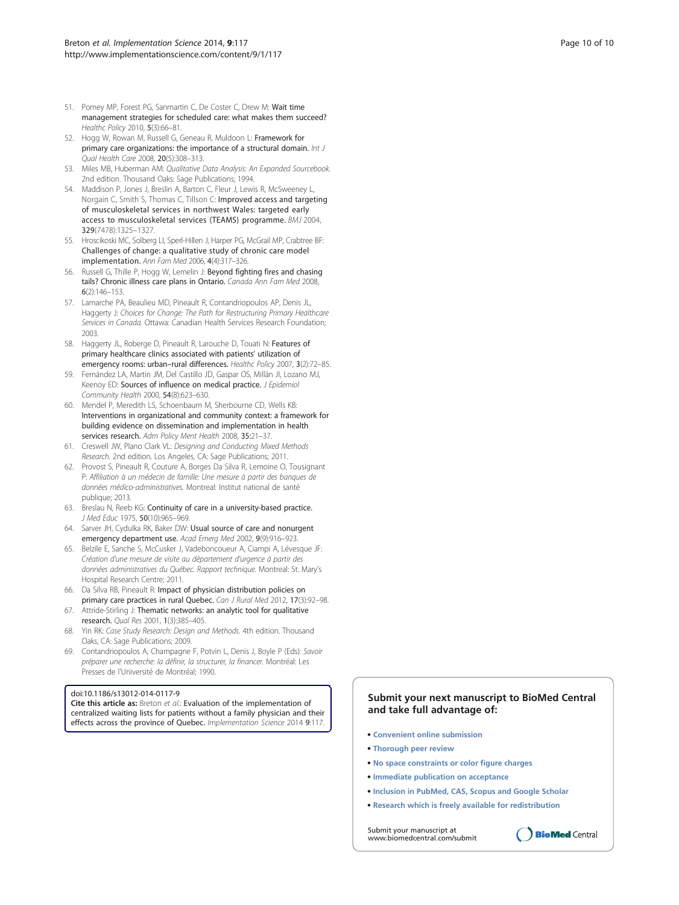51. Pomey MP, Forest PG, Sanmartin C, De Coster C, Drew M: **Wait time management strategies for scheduled care: what makes them succeed?** *Healthc Policy* 2010, **5**(3):66–81.
52. Hogg W, Rowan M, Russell G, Geneau R, Muldoon L: **Framework for primary care organizations: the importance of a structural domain.** *Int J Qual Health Care* 2008, **20**(5):308–313.
53. Miles MB, Huberman AM: *Qualitative Data Analysis: An Expanded Sourcebook.* 2nd edition. Thousand Oaks: Sage Publications; 1994.
54. Maddison P, Jones J, Breslin A, Barton C, Fleur J, Lewis R, McSweeney L, Norgain C, Smith S, Thomas C, Tillson C: **Improved access and targeting of musculoskeletal services in northwest Wales: targeted early access to musculoskeletal services (TEAMS) programme.** *BMJ* 2004, **329**(7478):1325–1327.
55. Hroscikoski MC, Solberg LI, Sperl-Hillen J, Harper PG, McGrail MP, Crabtree BF: **Challenges of change: a qualitative study of chronic care model implementation.** *Ann Fam Med* 2006, **4**(4):317–326.
56. Russell G, Thille P, Hogg W, Lemelin J: **Beyond fighting fires and chasing tails? Chronic illness care plans in Ontario.** *Canada Ann Fam Med* 2008, **6**(2):146–153.
57. Lamarche PA, Beaulieu MD, Pineault R, Contandriopoulos AP, Denis JL, Haggerty J: *Choices for Change: The Path for Restructuring Primary Healthcare Services in Canada.* Ottawa: Canadian Health Services Research Foundation; 2003.
58. Haggerty JL, Roberge D, Pineault R, Larouche D, Touati N: **Features of primary healthcare clinics associated with patients' utilization of emergency rooms: urban–rural differences.** *Healthc Policy* 2007, **3**(2):72–85.
59. Fernández LA, Martin JM, Del Castillo JD, Gaspar OS, Millán JI, Lozano MJ, Keenoy ED: **Sources of influence on medical practice.** *J Epidemiol Community Health* 2000, **54**(8):623–630.
60. Mendel P, Meredith LS, Schoenbaum M, Sherbourne CD, Wells KB: **Interventions in organizational and community context: a framework for building evidence on dissemination and implementation in health services research.** *Adm Policy Ment Health* 2008, **35**:21–37.
61. Creswell JW, Plano Clark VL: *Designing and Conducting Mixed Methods Research.* 2nd edition. Los Angeles, CA: Sage Publications; 2011.
62. Provost S, Pineault R, Couture A, Borges Da Silva R, Lemoine O, Tousignant P: *Affiliation à un médecin de famille: Une mesure à partir des banques de données médico-administratives.* Montreal: Institut national de santé publique; 2013.
63. Breslau N, Reeb KG: **Continuity of care in a university-based practice.** *J Med Educ* 1975, **50**(10):965–969.
64. Sarver JH, Cydulka RK, Baker DW: **Usual source of care and nonurgent emergency department use.** *Acad Emerg Med* 2002, **9**(9):916–923.
65. Belzile E, Sanche S, McCusker J, Vadeboncoueur A, Ciampi A, Lévesque JF: *Création d'une mesure de visite au département d'urgence à partir des données administratives du Québec. Rapport technique.* Montreal: St. Mary's Hospital Research Centre; 2011.
66. Da Silva RB, Pineault R: **Impact of physician distribution policies on primary care practices in rural Quebec.** *Can J Rural Med* 2012, **17**(3):92–98.
67. Attride-Stirling J: **Thematic networks: an analytic tool for qualitative research.** *Qual Res* 2001, **1**(3):385–405.
68. Yin RK: *Case Study Research: Design and Methods.* 4th edition. Thousand Oaks, CA: Sage Publications; 2009.
69. Contandriopoulos A, Champagne F, Potvin L, Denis J, Boyle P (Eds): *Savoir préparer une recherche: la définir, la structurer, la financer.* Montréal: Les Presses de l'Université de Montréal; 1990.

doi:10.1186/s13012-014-0117-9

**Cite this article as:** Breton *et al.*: Evaluation of the implementation of centralized waiting lists for patients without a family physician and their effects across the province of Quebec. *Implementation Science* 2014 **9**:117.

**Submit your next manuscript to BioMed Central and take full advantage of:**

- **Convenient online submission**
- **Thorough peer review**
- **No space constraints or color figure charges**
- **Immediate publication on acceptance**
- **Inclusion in PubMed, CAS, Scopus and Google Scholar**
- **Research which is freely available for redistribution**

Submit your manuscript at
www.biomedcentral.com/submit

BioMed Central